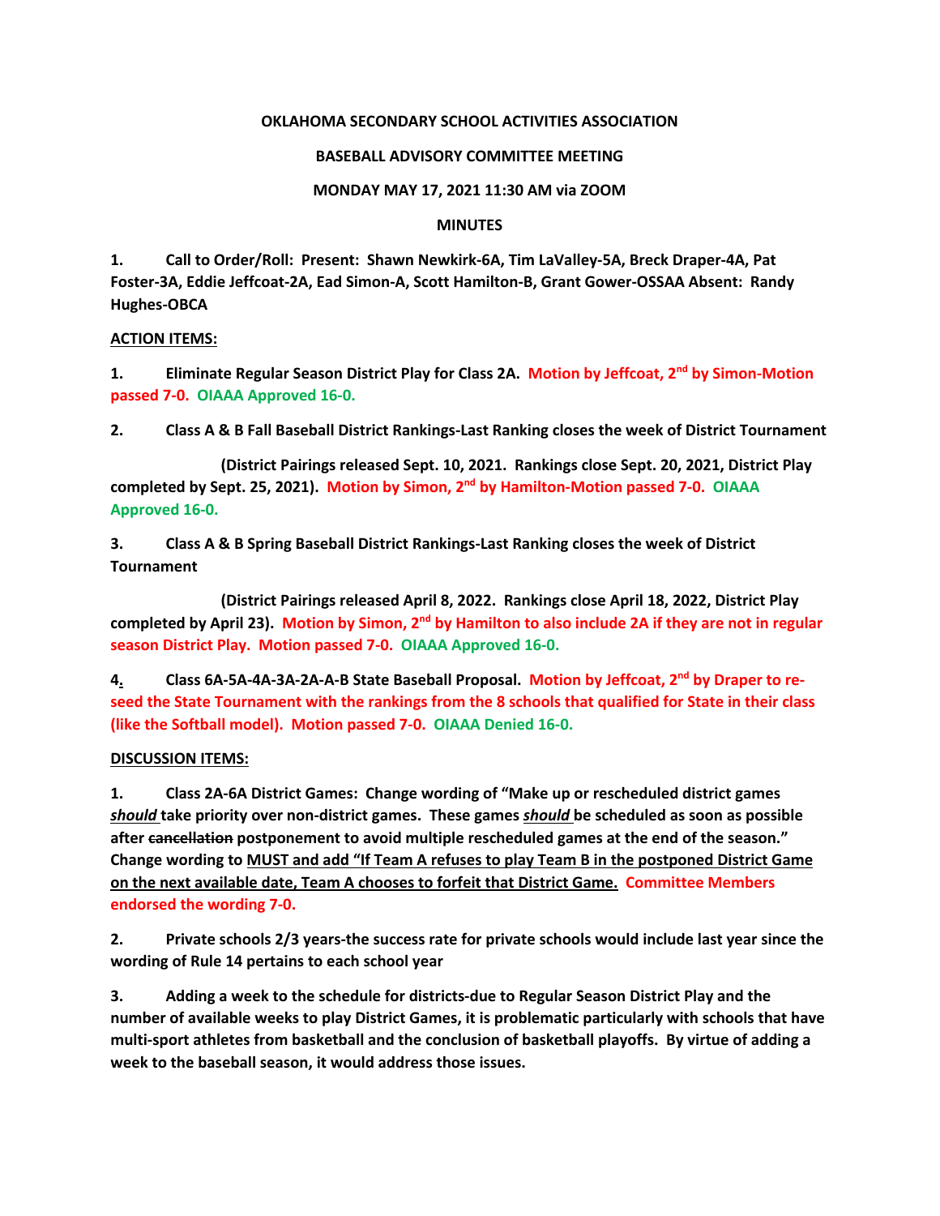**OKLAHOMA SECONDARY SCHOOL ACTIVITIES ASSOCIATION**

**BASEBALL ADVISORY COMMITTEE MEETING**

**MONDAY MAY 17, 2021 11:30 AM via ZOOM**

**MINUTES**

**1. Call to Order/Roll: Present: Shawn Newkirk-6A, Tim LaValley-5A, Breck Draper-4A, Pat Foster-3A, Eddie Jeffcoat-2A, Ead Simon-A, Scott Hamilton-B, Grant Gower-OSSAA Absent: Randy Hughes-OBCA**

**ACTION ITEMS:**

**1. Eliminate Regular Season District Play for Class 2A. Motion by Jeffcoat, 2nd by Simon-Motion passed 7-0. OIAAA Approved 16-0.**

**2. Class A & B Fall Baseball District Rankings-Last Ranking closes the week of District Tournament**

**(District Pairings released Sept. 10, 2021. Rankings close Sept. 20, 2021, District Play completed by Sept. 25, 2021). Motion by Simon, 2nd by Hamilton-Motion passed 7-0. OIAAA Approved 16-0.**

**3. Class A & B Spring Baseball District Rankings-Last Ranking closes the week of District Tournament**

**(District Pairings released April 8, 2022. Rankings close April 18, 2022, District Play completed by April 23). Motion by Simon, 2nd by Hamilton to also include 2A if they are not in regular season District Play. Motion passed 7-0. OIAAA Approved 16-0.**

**4. Class 6A-5A-4A-3A-2A-A-B State Baseball Proposal. Motion by Jeffcoat, 2nd by Draper to re-seed the State Tournament with the rankings from the 8 schools that qualified for State in their class (like the Softball model). Motion passed 7-0. OIAAA Denied 16-0.**

**DISCUSSION ITEMS:**

**1. Class 2A-6A District Games: Change wording of "Make up or rescheduled district games *should* take priority over non-district games. These games *should* be scheduled as soon as possible after ~~cancellation~~ postponement to avoid multiple rescheduled games at the end of the season." Change wording to MUST and add "If Team A refuses to play Team B in the postponed District Game on the next available date, Team A chooses to forfeit that District Game. Committee Members endorsed the wording 7-0.**

**2. Private schools 2/3 years-the success rate for private schools would include last year since the wording of Rule 14 pertains to each school year**

**3. Adding a week to the schedule for districts-due to Regular Season District Play and the number of available weeks to play District Games, it is problematic particularly with schools that have multi-sport athletes from basketball and the conclusion of basketball playoffs. By virtue of adding a week to the baseball season, it would address those issues.**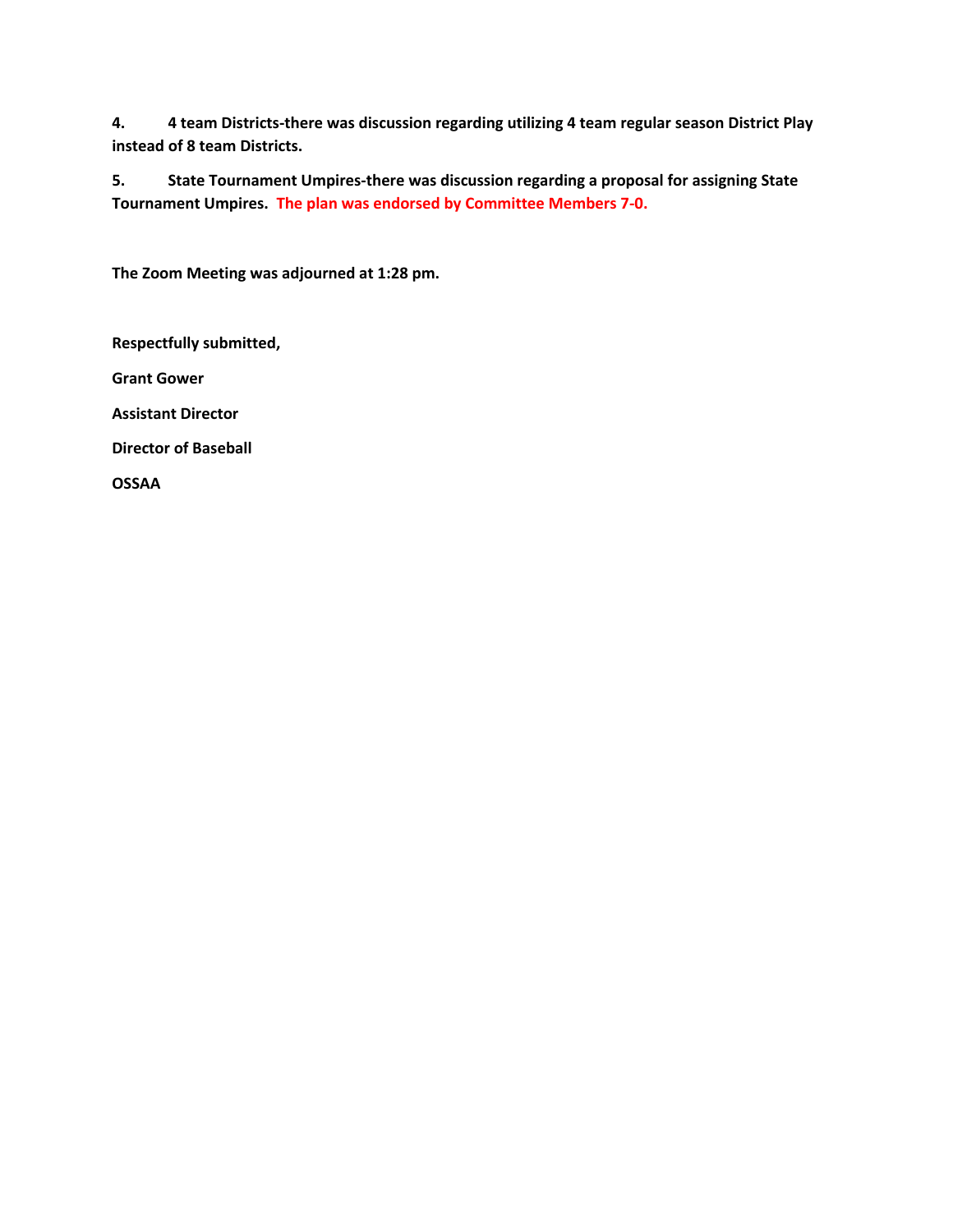**4. 4 team Districts-there was discussion regarding utilizing 4 team regular season District Play instead of 8 team Districts.**

**5. State Tournament Umpires-there was discussion regarding a proposal for assigning State Tournament Umpires. The plan was endorsed by Committee Members 7-0.**

**The Zoom Meeting was adjourned at 1:28 pm.**

**Respectfully submitted,**

**Grant Gower**

**Assistant Director**

**Director of Baseball**

**OSSAA**